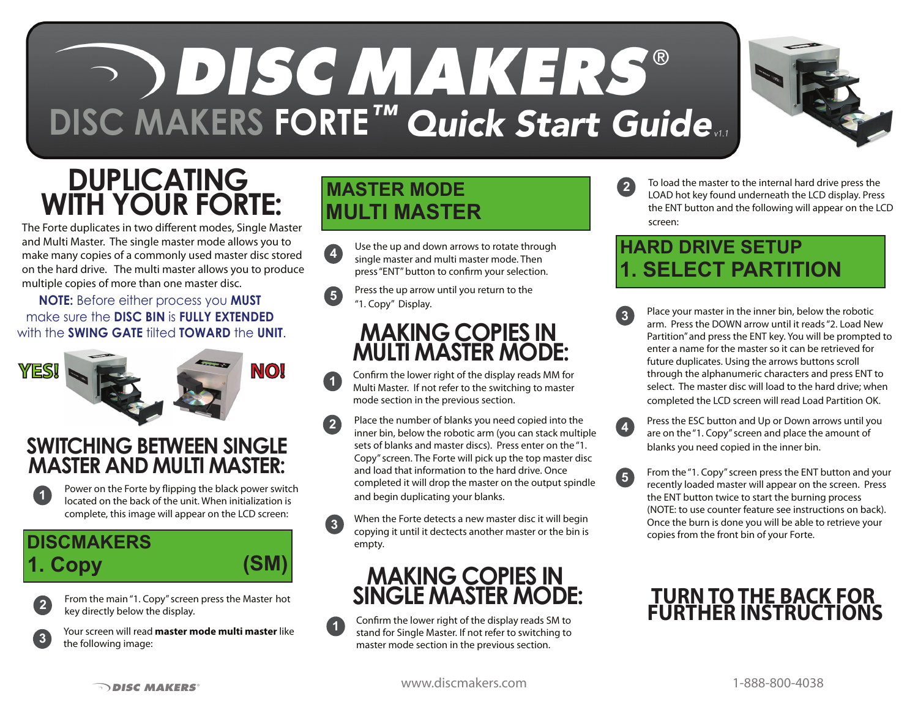# DISC MAKERS®

## DISC MAKERS FORTE™ Quick Start Guide v1.1

# DUPLICATING WITH YOUR FORTE:

The Forte duplicates in two different modes, Single Master and Multi Master. The single master mode allows you to make many copies of a commonly used master disc stored on the hard drive. The multi master allows you to produce multiple copies of more than one master disc.

**NOTE:** Before either process you **MUST** make sure the **DISC BIN** is **FULLY EXTENDED** with the **SWING GATE** tilted **TOWARD** the **UNIT**.

YES! NO!

## SWITCHING BETWEEN SINGLE MASTER AND MULTI MASTER:

1. Power on the Forte by flipping the black power switch located on the back of the unit. When initialization is complete, this image will appear on the LCD screen:

```
DISCMAKERS
1. Copy                (SM)
```

2. From the main "1. Copy" screen press the Master hot key directly below the display.
3. Your screen will read **master mode multi master** like the following image:

```
MASTER MODE
MULTI MASTER
```

4. Use the up and down arrows to rotate through single master and multi master mode. Then press "ENT" button to confirm your selection.
5. Press the up arrow until you return to the "1. Copy" Display.

## MAKING COPIES IN MULTI MASTER MODE:

1. Confirm the lower right of the display reads MM for Multi Master. If not refer to the switching to master mode section in the previous section.
2. Place the number of blanks you need copied into the inner bin, below the robotic arm (you can stack multiple sets of blanks and master discs). Press enter on the "1. Copy" screen. The Forte will pick up the top master disc and load that information to the hard drive. Once completed it will drop the master on the output spindle and begin duplicating your blanks.
3. When the Forte detects a new master disc it will begin copying it until it dectects another master or the bin is empty.

## MAKING COPIES IN SINGLE MASTER MODE:

1. Confirm the lower right of the display reads SM to stand for Single Master. If not refer to switching to master mode section in the previous section.
2. To load the master to the internal hard drive press the LOAD hot key found underneath the LCD display. Press the ENT button and the following will appear on the LCD screen:

```
HARD DRIVE SETUP
1. SELECT PARTITION
```

3. Place your master in the inner bin, below the robotic arm. Press the DOWN arrow until it reads "2. Load New Partition" and press the ENT key. You will be prompted to enter a name for the master so it can be retrieved for future duplicates. Using the arrows buttons scroll through the alphanumeric characters and press ENT to select. The master disc will load to the hard drive; when completed the LCD screen will read Load Partition OK.
4. Press the ESC button and Up or Down arrows until you are on the "1. Copy" screen and place the amount of blanks you need copied in the inner bin.
5. From the "1. Copy" screen press the ENT button and your recently loaded master will appear on the screen. Press the ENT button twice to start the burning process (NOTE: to use counter feature see instructions on back). Once the burn is done you will be able to retrieve your copies from the front bin of your Forte.

## TURN TO THE BACK FOR FURTHER INSTRUCTIONS

DISC MAKERS® www.discmakers.com 1-888-800-4038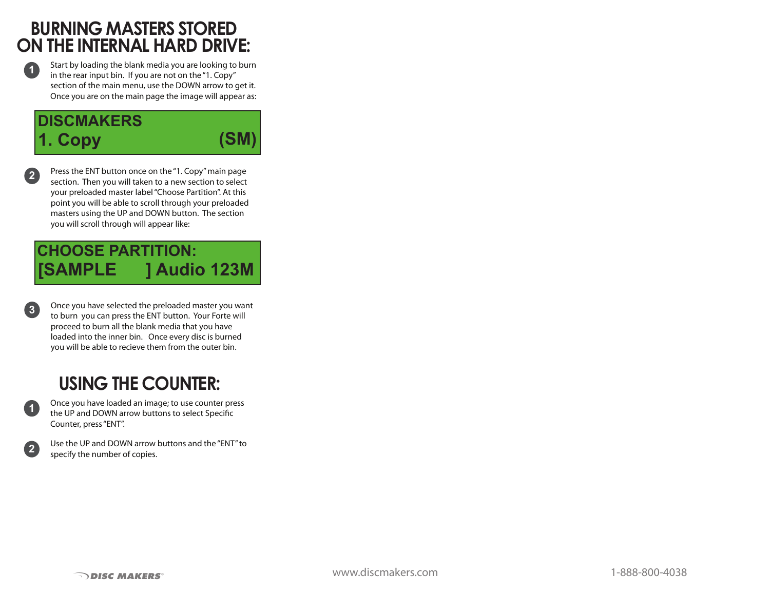# BURNING MASTERS STORED ON THE INTERNAL HARD DRIVE:

1. Start by loading the blank media you are looking to burn in the rear input bin. If you are not on the "1. Copy" section of the main menu, use the DOWN arrow to get it. Once you are on the main page the image will appear as:

```
DISCMAKERS
1. Copy                    (SM)
```

2. Press the ENT button once on the "1. Copy" main page section. Then you will taken to a new section to select your preloaded master label "Choose Partition". At this point you will be able to scroll through your preloaded masters using the UP and DOWN button. The section you will scroll through will appear like:

```
CHOOSE PARTITION:
[SAMPLE      ] Audio 123M
```

3. Once you have selected the preloaded master you want to burn you can press the ENT button. Your Forte will proceed to burn all the blank media that you have loaded into the inner bin. Once every disc is burned you will be able to recieve them from the outer bin.

# USING THE COUNTER:

1. Once you have loaded an image; to use counter press the UP and DOWN arrow buttons to select Specific Counter, press "ENT".

2. Use the UP and DOWN arrow buttons and the "ENT" to specify the number of copies.

DISC MAKERS® www.discmakers.com 1-888-800-4038